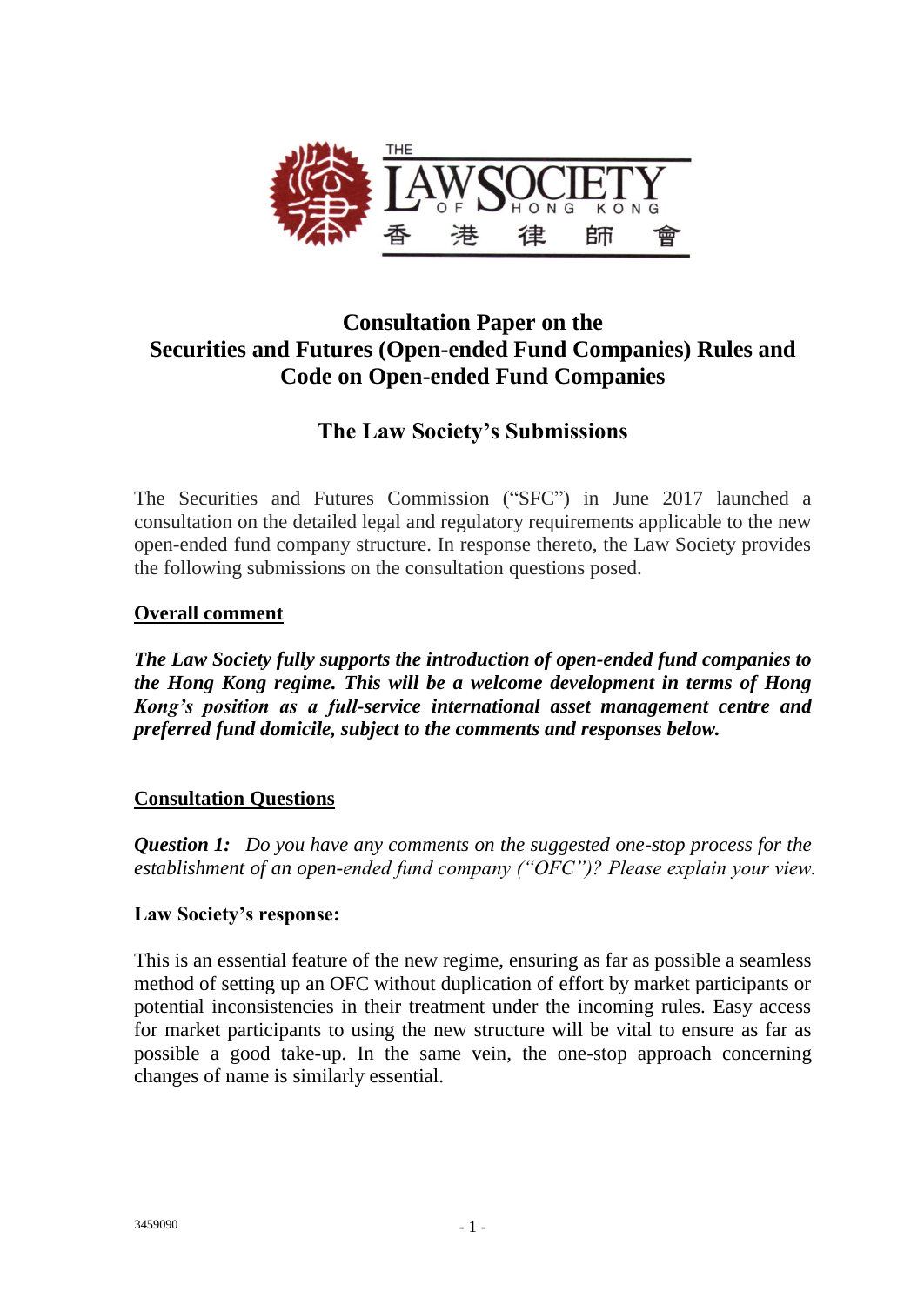THE LAW SOCIETY OF HONG KONG

香港律師會

# Consultation Paper on the Securities and Futures (Open-ended Fund Companies) Rules and Code on Open-ended Fund Companies

## The Law Society's Submissions

The Securities and Futures Commission ("SFC") in June 2017 launched a consultation on the detailed legal and regulatory requirements applicable to the new open-ended fund company structure. In response thereto, the Law Society provides the following submissions on the consultation questions posed.

### Overall comment

***The Law Society fully supports the introduction of open-ended fund companies to the Hong Kong regime. This will be a welcome development in terms of Hong Kong's position as a full-service international asset management centre and preferred fund domicile, subject to the comments and responses below.***

### Consultation Questions

***Question 1:*** *Do you have any comments on the suggested one-stop process for the establishment of an open-ended fund company ("OFC")? Please explain your view.*

**Law Society's response:**

This is an essential feature of the new regime, ensuring as far as possible a seamless method of setting up an OFC without duplication of effort by market participants or potential inconsistencies in their treatment under the incoming rules. Easy access for market participants to using the new structure will be vital to ensure as far as possible a good take-up. In the same vein, the one-stop approach concerning changes of name is similarly essential.

3459090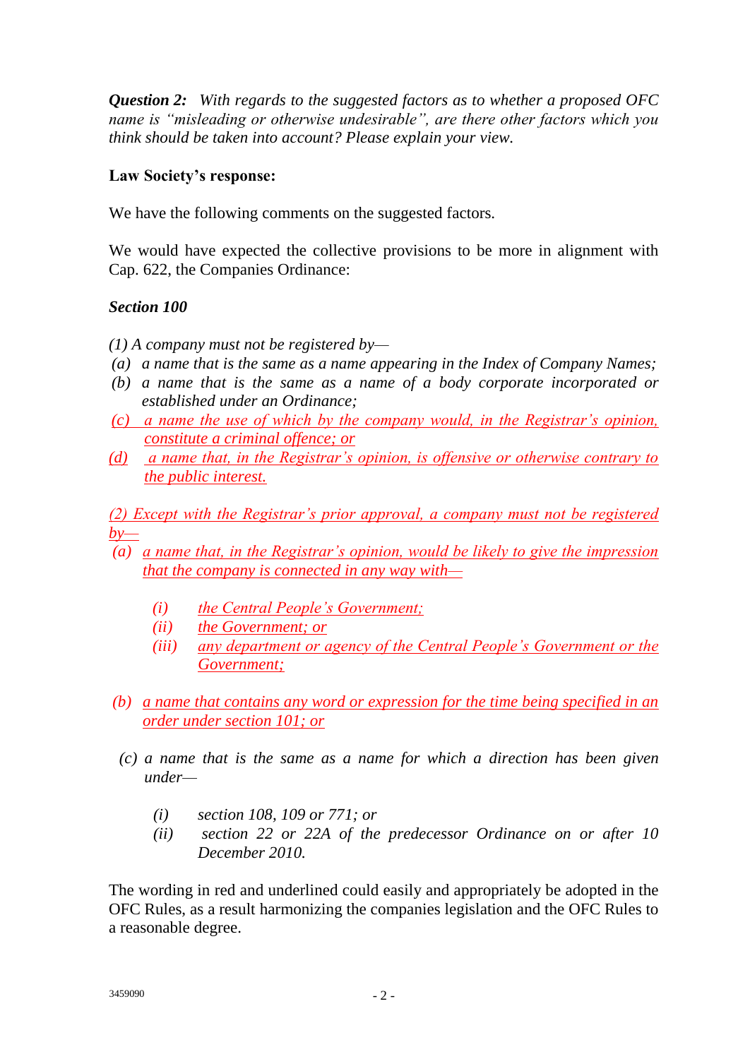***Question 2:*** *With regards to the suggested factors as to whether a proposed OFC name is "misleading or otherwise undesirable", are there other factors which you think should be taken into account? Please explain your view.*

**Law Society's response:**

We have the following comments on the suggested factors.

We would have expected the collective provisions to be more in alignment with Cap. 622, the Companies Ordinance:

***Section 100***

*(1) A company must not be registered by—*

- *(a) a name that is the same as a name appearing in the Index of Company Names;*
- *(b) a name that is the same as a name of a body corporate incorporated or established under an Ordinance;*
- *(c) <u>a name the use of which by the company would, in the Registrar's opinion, constitute a criminal offence; or</u>*
- *(d) <u>a name that, in the Registrar's opinion, is offensive or otherwise contrary to the public interest.</u>*

*<u>(2) Except with the Registrar's prior approval, a company must not be registered by—</u>*

- *(a) <u>a name that, in the Registrar's opinion, would be likely to give the impression that the company is connected in any way with—</u>*
  - *(i) <u>the Central People's Government;</u>*
  - *(ii) <u>the Government; or</u>*
  - *(iii) <u>any department or agency of the Central People's Government or the Government;</u>*
- *(b) <u>a name that contains any word or expression for the time being specified in an order under section 101; or</u>*
- *(c) a name that is the same as a name for which a direction has been given under—*
  - *(i) section 108, 109 or 771; or*
  - *(ii) section 22 or 22A of the predecessor Ordinance on or after 10 December 2010.*

The wording in red and underlined could easily and appropriately be adopted in the OFC Rules, as a result harmonizing the companies legislation and the OFC Rules to a reasonable degree.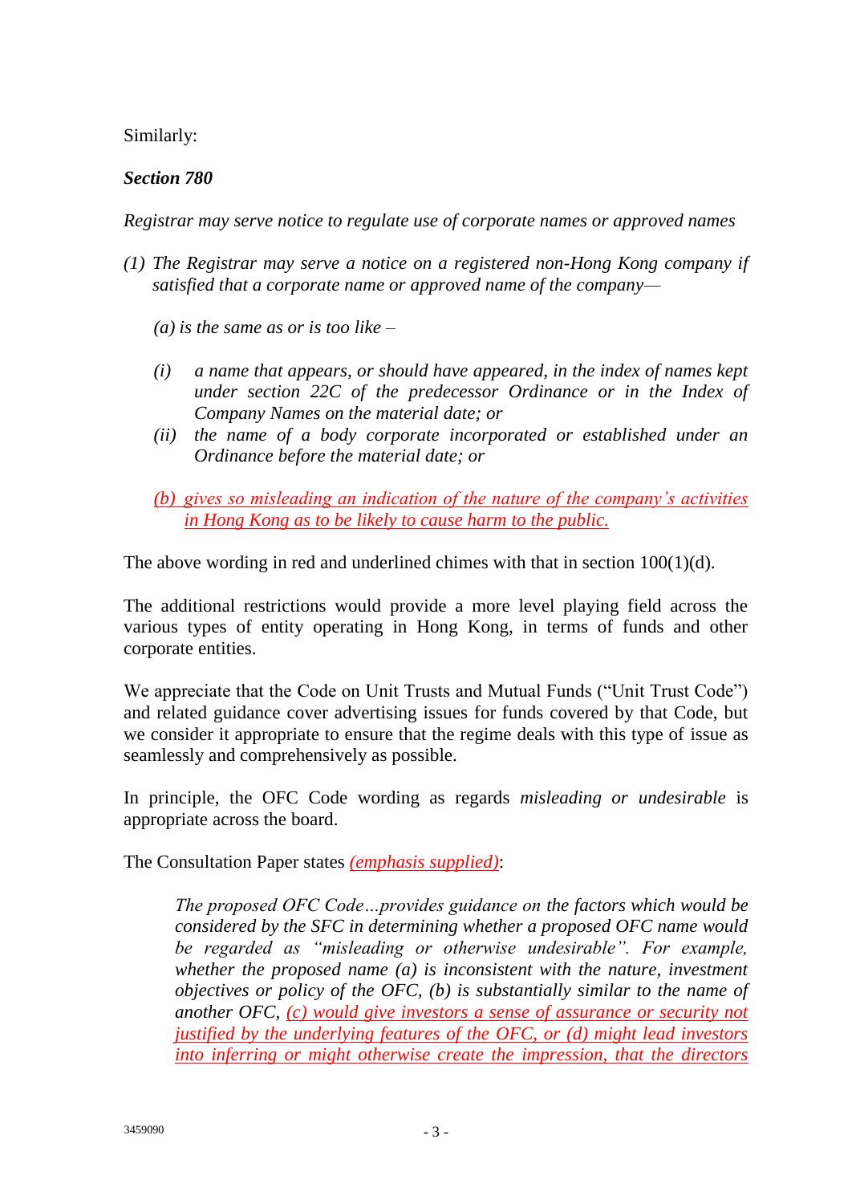Similarly:

***Section 780***

*Registrar may serve notice to regulate use of corporate names or approved names*

*(1) The Registrar may serve a notice on a registered non-Hong Kong company if satisfied that a corporate name or approved name of the company—*

*(a) is the same as or is too like –*

*(i) a name that appears, or should have appeared, in the index of names kept under section 22C of the predecessor Ordinance or in the Index of Company Names on the material date; or*

*(ii) the name of a body corporate incorporated or established under an Ordinance before the material date; or*

*(b) gives so misleading an indication of the nature of the company's activities in Hong Kong as to be likely to cause harm to the public.*

The above wording in red and underlined chimes with that in section 100(1)(d).

The additional restrictions would provide a more level playing field across the various types of entity operating in Hong Kong, in terms of funds and other corporate entities.

We appreciate that the Code on Unit Trusts and Mutual Funds ("Unit Trust Code") and related guidance cover advertising issues for funds covered by that Code, but we consider it appropriate to ensure that the regime deals with this type of issue as seamlessly and comprehensively as possible.

In principle, the OFC Code wording as regards *misleading or undesirable* is appropriate across the board.

The Consultation Paper states *(emphasis supplied)*:

> *The proposed OFC Code…provides guidance on the factors which would be considered by the SFC in determining whether a proposed OFC name would be regarded as "misleading or otherwise undesirable". For example, whether the proposed name (a) is inconsistent with the nature, investment objectives or policy of the OFC, (b) is substantially similar to the name of another OFC, (c) would give investors a sense of assurance or security not justified by the underlying features of the OFC, or (d) might lead investors into inferring or might otherwise create the impression, that the directors*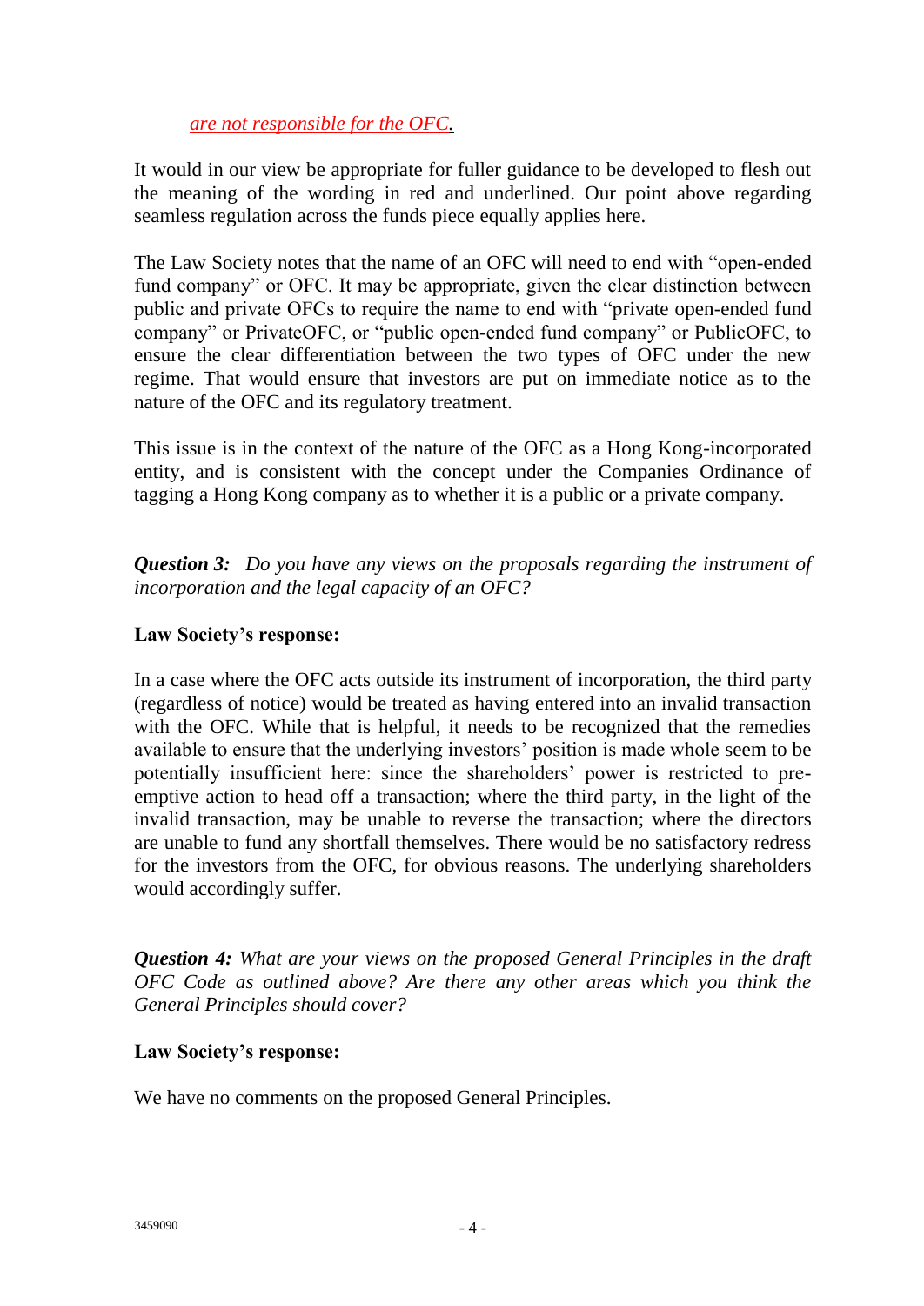*are not responsible for the OFC.*

It would in our view be appropriate for fuller guidance to be developed to flesh out the meaning of the wording in red and underlined. Our point above regarding seamless regulation across the funds piece equally applies here.

The Law Society notes that the name of an OFC will need to end with "open-ended fund company" or OFC. It may be appropriate, given the clear distinction between public and private OFCs to require the name to end with "private open-ended fund company" or PrivateOFC, or "public open-ended fund company" or PublicOFC, to ensure the clear differentiation between the two types of OFC under the new regime. That would ensure that investors are put on immediate notice as to the nature of the OFC and its regulatory treatment.

This issue is in the context of the nature of the OFC as a Hong Kong-incorporated entity, and is consistent with the concept under the Companies Ordinance of tagging a Hong Kong company as to whether it is a public or a private company.

***Question 3:*** *Do you have any views on the proposals regarding the instrument of incorporation and the legal capacity of an OFC?*

**Law Society's response:**

In a case where the OFC acts outside its instrument of incorporation, the third party (regardless of notice) would be treated as having entered into an invalid transaction with the OFC. While that is helpful, it needs to be recognized that the remedies available to ensure that the underlying investors' position is made whole seem to be potentially insufficient here: since the shareholders' power is restricted to pre-emptive action to head off a transaction; where the third party, in the light of the invalid transaction, may be unable to reverse the transaction; where the directors are unable to fund any shortfall themselves. There would be no satisfactory redress for the investors from the OFC, for obvious reasons. The underlying shareholders would accordingly suffer.

***Question 4:*** *What are your views on the proposed General Principles in the draft OFC Code as outlined above? Are there any other areas which you think the General Principles should cover?*

**Law Society's response:**

We have no comments on the proposed General Principles.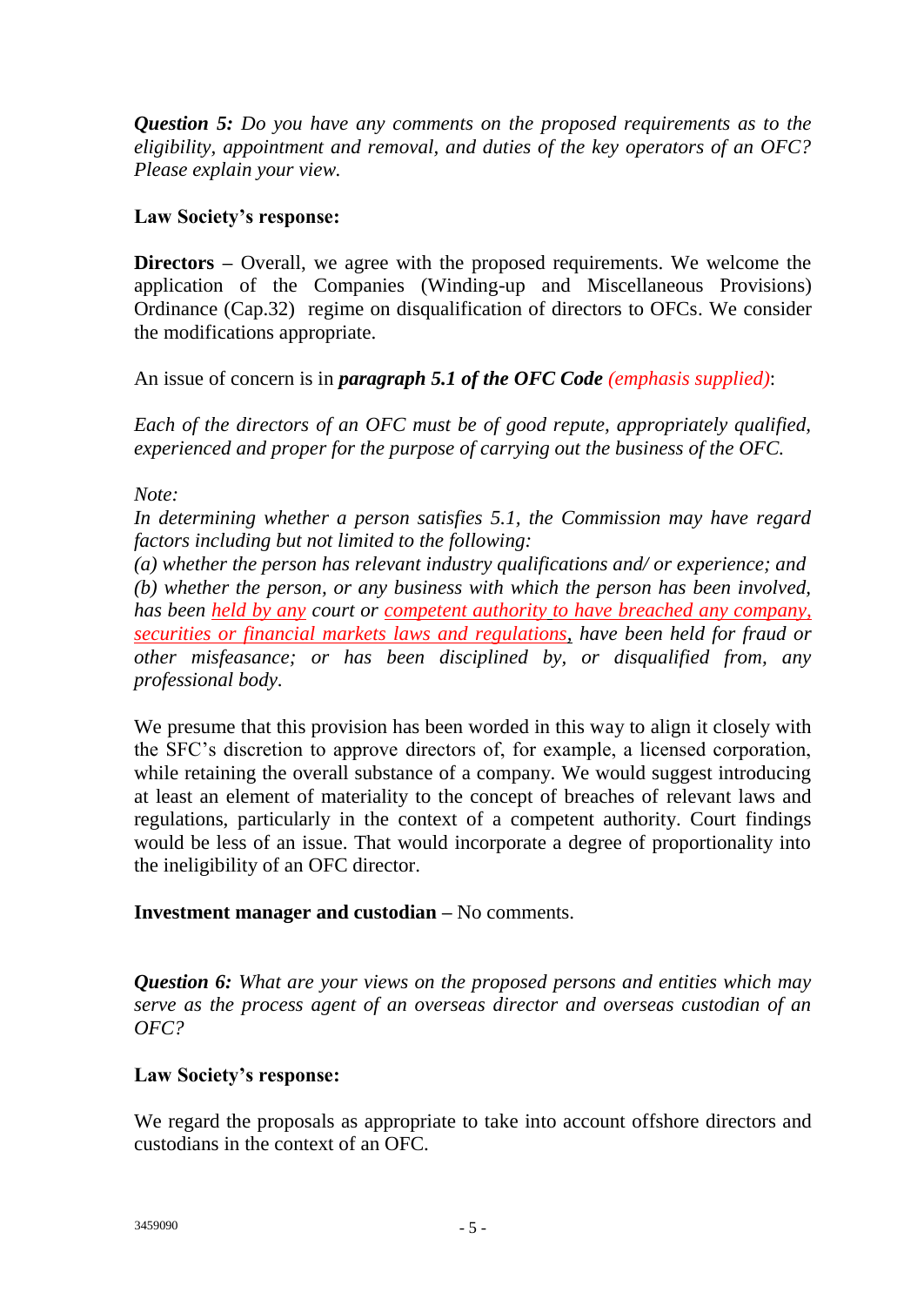***Question 5:*** *Do you have any comments on the proposed requirements as to the eligibility, appointment and removal, and duties of the key operators of an OFC? Please explain your view.*

**Law Society's response:**

**Directors –** Overall, we agree with the proposed requirements. We welcome the application of the Companies (Winding-up and Miscellaneous Provisions) Ordinance (Cap.32) regime on disqualification of directors to OFCs. We consider the modifications appropriate.

An issue of concern is in ***paragraph 5.1 of the OFC Code*** *(emphasis supplied)*:

*Each of the directors of an OFC must be of good repute, appropriately qualified, experienced and proper for the purpose of carrying out the business of the OFC.*

*Note:*

*In determining whether a person satisfies 5.1, the Commission may have regard factors including but not limited to the following:*

*(a) whether the person has relevant industry qualifications and/ or experience; and*

*(b) whether the person, or any business with which the person has been involved, has been held by any court or competent authority to have breached any company, securities or financial markets laws and regulations, have been held for fraud or other misfeasance; or has been disciplined by, or disqualified from, any professional body.*

We presume that this provision has been worded in this way to align it closely with the SFC's discretion to approve directors of, for example, a licensed corporation, while retaining the overall substance of a company. We would suggest introducing at least an element of materiality to the concept of breaches of relevant laws and regulations, particularly in the context of a competent authority. Court findings would be less of an issue. That would incorporate a degree of proportionality into the ineligibility of an OFC director.

**Investment manager and custodian –** No comments.

***Question 6:*** *What are your views on the proposed persons and entities which may serve as the process agent of an overseas director and overseas custodian of an OFC?*

**Law Society's response:**

We regard the proposals as appropriate to take into account offshore directors and custodians in the context of an OFC.

3459090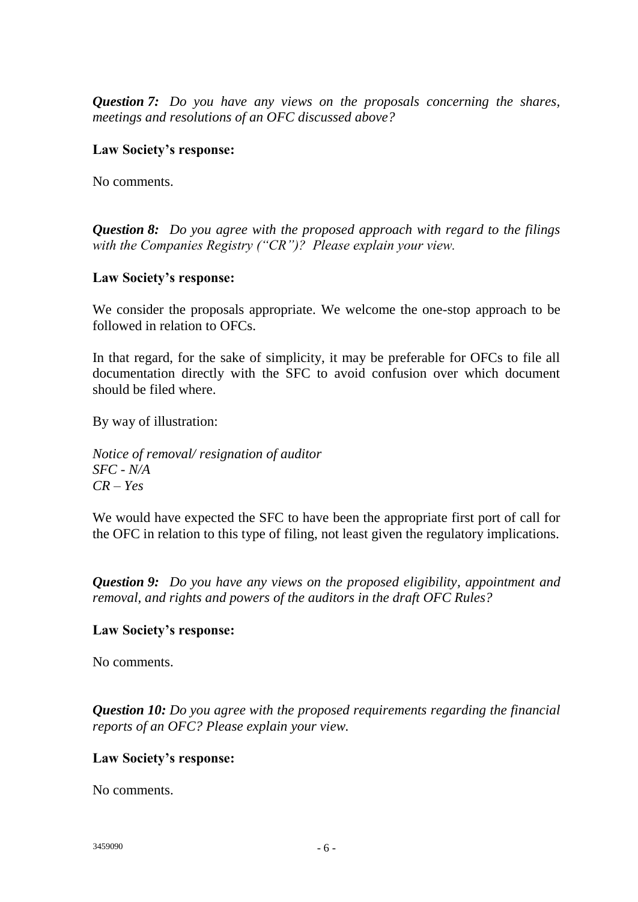***Question 7:*** *Do you have any views on the proposals concerning the shares, meetings and resolutions of an OFC discussed above?*

**Law Society's response:**

No comments.

***Question 8:*** *Do you agree with the proposed approach with regard to the filings with the Companies Registry ("CR")? Please explain your view.*

**Law Society's response:**

We consider the proposals appropriate. We welcome the one-stop approach to be followed in relation to OFCs.

In that regard, for the sake of simplicity, it may be preferable for OFCs to file all documentation directly with the SFC to avoid confusion over which document should be filed where.

By way of illustration:

*Notice of removal/ resignation of auditor*
*SFC - N/A*
*CR – Yes*

We would have expected the SFC to have been the appropriate first port of call for the OFC in relation to this type of filing, not least given the regulatory implications.

***Question 9:*** *Do you have any views on the proposed eligibility, appointment and removal, and rights and powers of the auditors in the draft OFC Rules?*

**Law Society's response:**

No comments.

***Question 10:*** *Do you agree with the proposed requirements regarding the financial reports of an OFC? Please explain your view.*

**Law Society's response:**

No comments.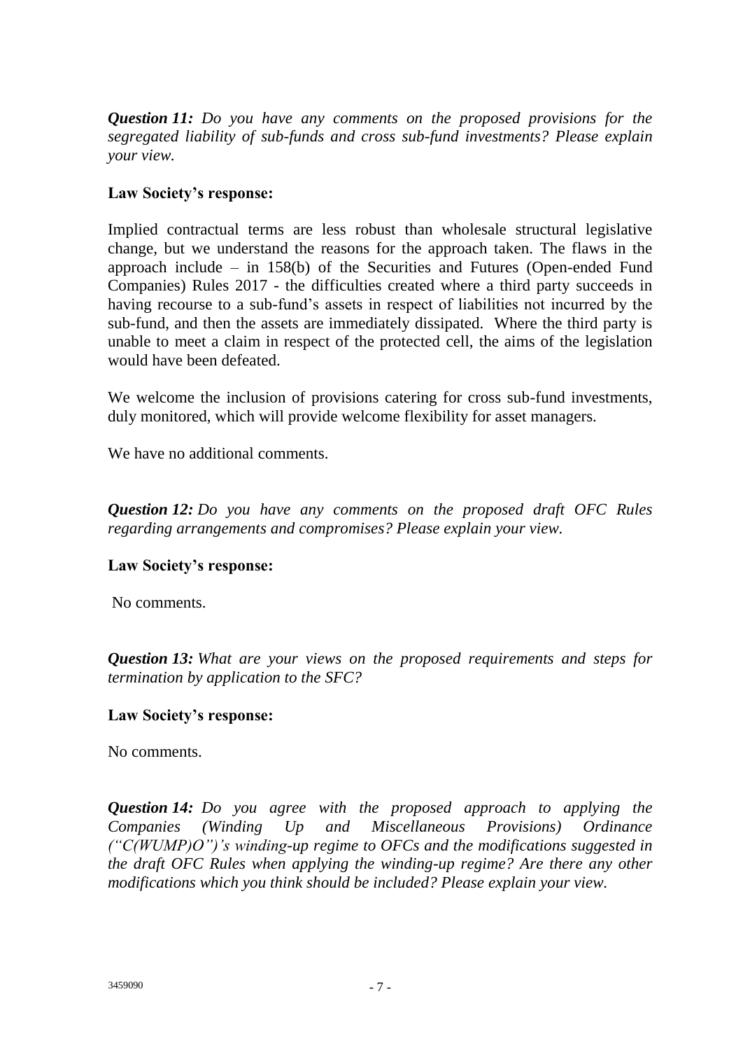***Question 11:*** *Do you have any comments on the proposed provisions for the segregated liability of sub-funds and cross sub-fund investments? Please explain your view.*

**Law Society's response:**

Implied contractual terms are less robust than wholesale structural legislative change, but we understand the reasons for the approach taken. The flaws in the approach include – in 158(b) of the Securities and Futures (Open-ended Fund Companies) Rules 2017 - the difficulties created where a third party succeeds in having recourse to a sub-fund's assets in respect of liabilities not incurred by the sub-fund, and then the assets are immediately dissipated. Where the third party is unable to meet a claim in respect of the protected cell, the aims of the legislation would have been defeated.

We welcome the inclusion of provisions catering for cross sub-fund investments, duly monitored, which will provide welcome flexibility for asset managers.

We have no additional comments.

***Question 12:*** *Do you have any comments on the proposed draft OFC Rules regarding arrangements and compromises? Please explain your view.*

**Law Society's response:**

No comments.

***Question 13:*** *What are your views on the proposed requirements and steps for termination by application to the SFC?*

**Law Society's response:**

No comments.

***Question 14:*** *Do you agree with the proposed approach to applying the Companies (Winding Up and Miscellaneous Provisions) Ordinance ("C(WUMP)O")'s winding-up regime to OFCs and the modifications suggested in the draft OFC Rules when applying the winding-up regime? Are there any other modifications which you think should be included? Please explain your view.*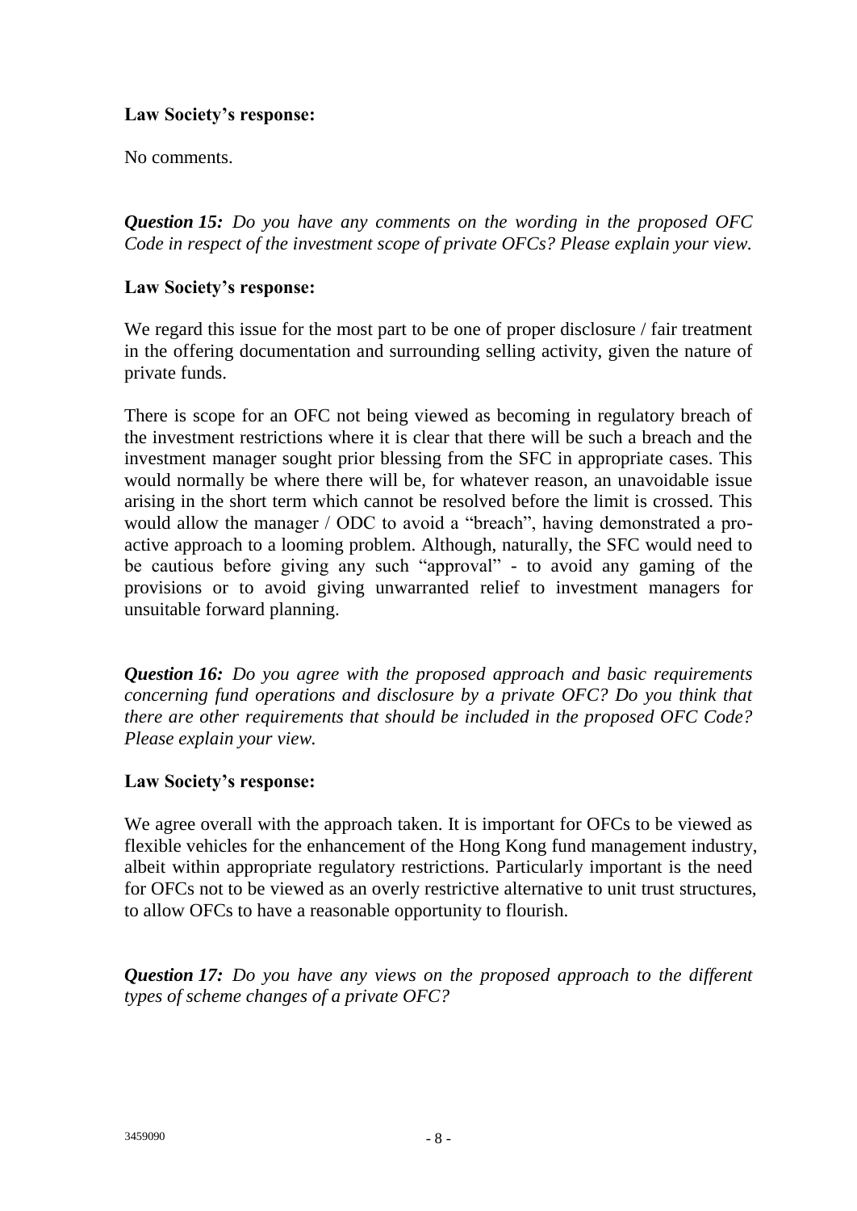**Law Society's response:**

No comments.

***Question 15:*** *Do you have any comments on the wording in the proposed OFC Code in respect of the investment scope of private OFCs? Please explain your view.*

**Law Society's response:**

We regard this issue for the most part to be one of proper disclosure / fair treatment in the offering documentation and surrounding selling activity, given the nature of private funds.

There is scope for an OFC not being viewed as becoming in regulatory breach of the investment restrictions where it is clear that there will be such a breach and the investment manager sought prior blessing from the SFC in appropriate cases. This would normally be where there will be, for whatever reason, an unavoidable issue arising in the short term which cannot be resolved before the limit is crossed. This would allow the manager / ODC to avoid a "breach", having demonstrated a pro-active approach to a looming problem. Although, naturally, the SFC would need to be cautious before giving any such "approval" - to avoid any gaming of the provisions or to avoid giving unwarranted relief to investment managers for unsuitable forward planning.

***Question 16:*** *Do you agree with the proposed approach and basic requirements concerning fund operations and disclosure by a private OFC? Do you think that there are other requirements that should be included in the proposed OFC Code? Please explain your view.*

**Law Society's response:**

We agree overall with the approach taken. It is important for OFCs to be viewed as flexible vehicles for the enhancement of the Hong Kong fund management industry, albeit within appropriate regulatory restrictions. Particularly important is the need for OFCs not to be viewed as an overly restrictive alternative to unit trust structures, to allow OFCs to have a reasonable opportunity to flourish.

***Question 17:*** *Do you have any views on the proposed approach to the different types of scheme changes of a private OFC?*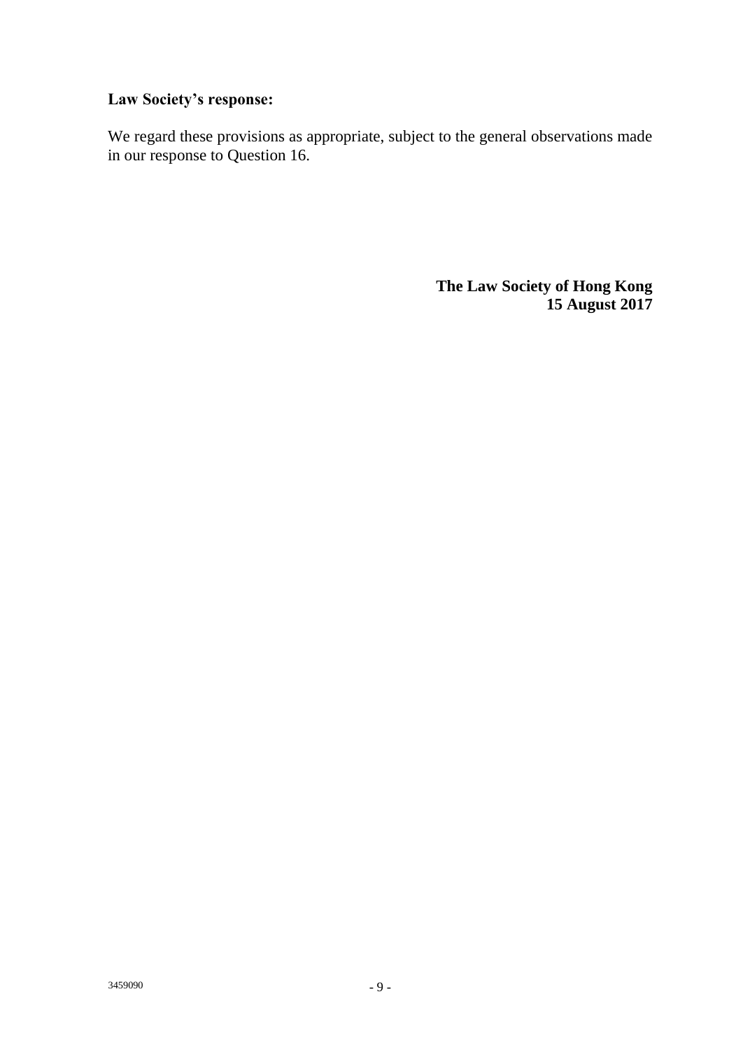**Law Society's response:**

We regard these provisions as appropriate, subject to the general observations made in our response to Question 16.

**The Law Society of Hong Kong**
**15 August 2017**

3459090